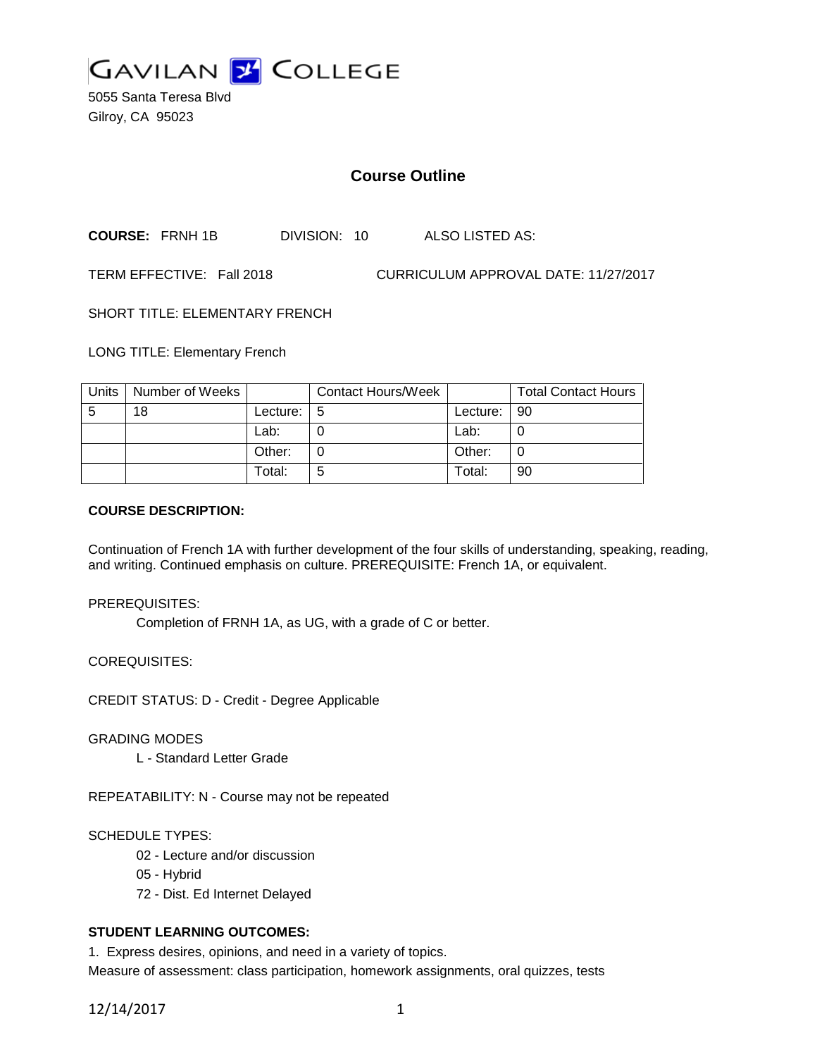GAVILAN COLLEGE

5055 Santa Teresa Blvd
Gilroy, CA 95023

# Course Outline

**COURSE:** FRNH 1B DIVISION: 10 ALSO LISTED AS:

TERM EFFECTIVE: Fall 2018 CURRICULUM APPROVAL DATE: 11/27/2017

SHORT TITLE: ELEMENTARY FRENCH

LONG TITLE: Elementary French

| Units | Number of Weeks | | Contact Hours/Week | | Total Contact Hours |
|---|---|---|---|---|---|
| 5 | 18 | Lecture: | 5 | Lecture: | 90 |
| | | Lab: | 0 | Lab: | 0 |
| | | Other: | 0 | Other: | 0 |
| | | Total: | 5 | Total: | 90 |

**COURSE DESCRIPTION:**

Continuation of French 1A with further development of the four skills of understanding, speaking, reading, and writing. Continued emphasis on culture. PREREQUISITE: French 1A, or equivalent.

PREREQUISITES:

Completion of FRNH 1A, as UG, with a grade of C or better.

COREQUISITES:

CREDIT STATUS: D - Credit - Degree Applicable

GRADING MODES

L - Standard Letter Grade

REPEATABILITY: N - Course may not be repeated

SCHEDULE TYPES:

02 - Lecture and/or discussion

05 - Hybrid

72 - Dist. Ed Internet Delayed

**STUDENT LEARNING OUTCOMES:**

1. Express desires, opinions, and need in a variety of topics.

Measure of assessment: class participation, homework assignments, oral quizzes, tests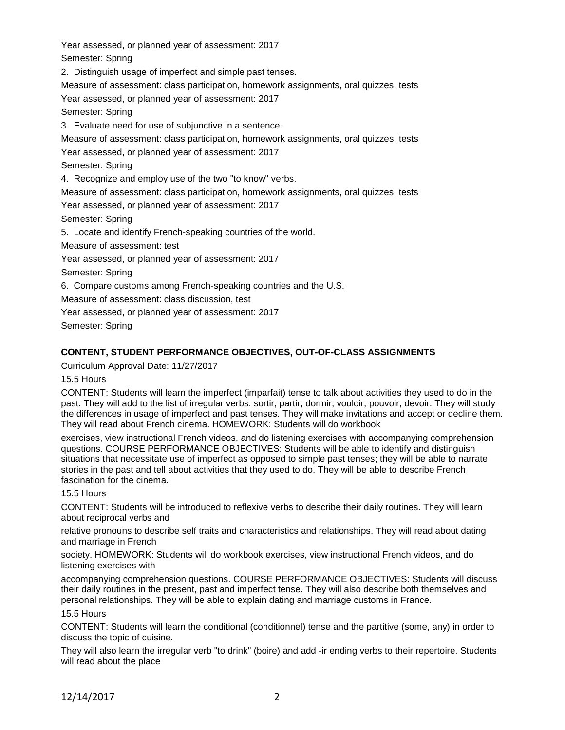Year assessed, or planned year of assessment: 2017

Semester: Spring

2. Distinguish usage of imperfect and simple past tenses.

Measure of assessment: class participation, homework assignments, oral quizzes, tests

Year assessed, or planned year of assessment: 2017

Semester: Spring

3. Evaluate need for use of subjunctive in a sentence.

Measure of assessment: class participation, homework assignments, oral quizzes, tests

Year assessed, or planned year of assessment: 2017

Semester: Spring

4. Recognize and employ use of the two "to know" verbs.

Measure of assessment: class participation, homework assignments, oral quizzes, tests

Year assessed, or planned year of assessment: 2017

Semester: Spring

5. Locate and identify French-speaking countries of the world.

Measure of assessment: test

Year assessed, or planned year of assessment: 2017

Semester: Spring

6. Compare customs among French-speaking countries and the U.S.

Measure of assessment: class discussion, test

Year assessed, or planned year of assessment: 2017

Semester: Spring

## CONTENT, STUDENT PERFORMANCE OBJECTIVES, OUT-OF-CLASS ASSIGNMENTS

Curriculum Approval Date: 11/27/2017

15.5 Hours

CONTENT: Students will learn the imperfect (imparfait) tense to talk about activities they used to do in the past. They will add to the list of irregular verbs: sortir, partir, dormir, vouloir, pouvoir, devoir. They will study the differences in usage of imperfect and past tenses. They will make invitations and accept or decline them. They will read about French cinema. HOMEWORK: Students will do workbook exercises, view instructional French videos, and do listening exercises with accompanying comprehension questions. COURSE PERFORMANCE OBJECTIVES: Students will be able to identify and distinguish situations that necessitate use of imperfect as opposed to simple past tenses; they will be able to narrate stories in the past and tell about activities that they used to do. They will be able to describe French fascination for the cinema.

15.5 Hours

CONTENT: Students will be introduced to reflexive verbs to describe their daily routines. They will learn about reciprocal verbs and relative pronouns to describe self traits and characteristics and relationships. They will read about dating and marriage in French society. HOMEWORK: Students will do workbook exercises, view instructional French videos, and do listening exercises with accompanying comprehension questions. COURSE PERFORMANCE OBJECTIVES: Students will discuss their daily routines in the present, past and imperfect tense. They will also describe both themselves and personal relationships. They will be able to explain dating and marriage customs in France.

15.5 Hours

CONTENT: Students will learn the conditional (conditionnel) tense and the partitive (some, any) in order to discuss the topic of cuisine.

They will also learn the irregular verb "to drink" (boire) and add -ir ending verbs to their repertoire. Students will read about the place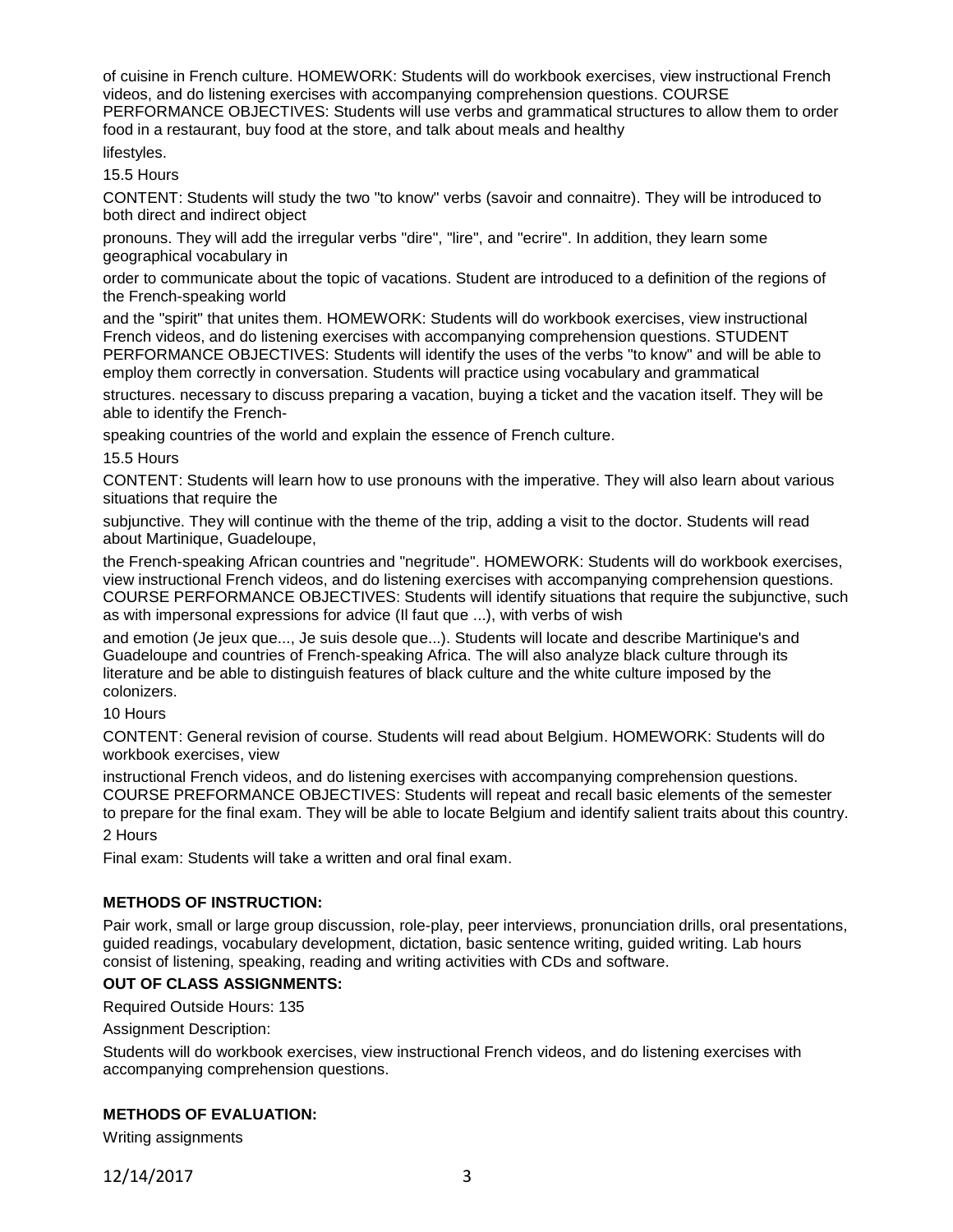of cuisine in French culture. HOMEWORK: Students will do workbook exercises, view instructional French videos, and do listening exercises with accompanying comprehension questions. COURSE PERFORMANCE OBJECTIVES: Students will use verbs and grammatical structures to allow them to order food in a restaurant, buy food at the store, and talk about meals and healthy lifestyles.

15.5 Hours

CONTENT: Students will study the two "to know" verbs (savoir and connaitre). They will be introduced to both direct and indirect object pronouns. They will add the irregular verbs "dire", "lire", and "ecrire". In addition, they learn some geographical vocabulary in order to communicate about the topic of vacations. Student are introduced to a definition of the regions of the French-speaking world and the "spirit" that unites them. HOMEWORK: Students will do workbook exercises, view instructional French videos, and do listening exercises with accompanying comprehension questions. STUDENT PERFORMANCE OBJECTIVES: Students will identify the uses of the verbs "to know" and will be able to employ them correctly in conversation. Students will practice using vocabulary and grammatical structures. necessary to discuss preparing a vacation, buying a ticket and the vacation itself. They will be able to identify the French-speaking countries of the world and explain the essence of French culture.

15.5 Hours

CONTENT: Students will learn how to use pronouns with the imperative. They will also learn about various situations that require the subjunctive. They will continue with the theme of the trip, adding a visit to the doctor. Students will read about Martinique, Guadeloupe, the French-speaking African countries and "negritude". HOMEWORK: Students will do workbook exercises, view instructional French videos, and do listening exercises with accompanying comprehension questions. COURSE PERFORMANCE OBJECTIVES: Students will identify situations that require the subjunctive, such as with impersonal expressions for advice (Il faut que ...), with verbs of wish and emotion (Je jeux que..., Je suis desole que...). Students will locate and describe Martinique's and Guadeloupe and countries of French-speaking Africa. The will also analyze black culture through its literature and be able to distinguish features of black culture and the white culture imposed by the colonizers.

10 Hours

CONTENT: General revision of course. Students will read about Belgium. HOMEWORK: Students will do workbook exercises, view instructional French videos, and do listening exercises with accompanying comprehension questions. COURSE PREFORMANCE OBJECTIVES: Students will repeat and recall basic elements of the semester to prepare for the final exam. They will be able to locate Belgium and identify salient traits about this country.

2 Hours

Final exam: Students will take a written and oral final exam.

**METHODS OF INSTRUCTION:**

Pair work, small or large group discussion, role-play, peer interviews, pronunciation drills, oral presentations, guided readings, vocabulary development, dictation, basic sentence writing, guided writing. Lab hours consist of listening, speaking, reading and writing activities with CDs and software.

**OUT OF CLASS ASSIGNMENTS:**

Required Outside Hours: 135

Assignment Description:

Students will do workbook exercises, view instructional French videos, and do listening exercises with accompanying comprehension questions.

**METHODS OF EVALUATION:**

Writing assignments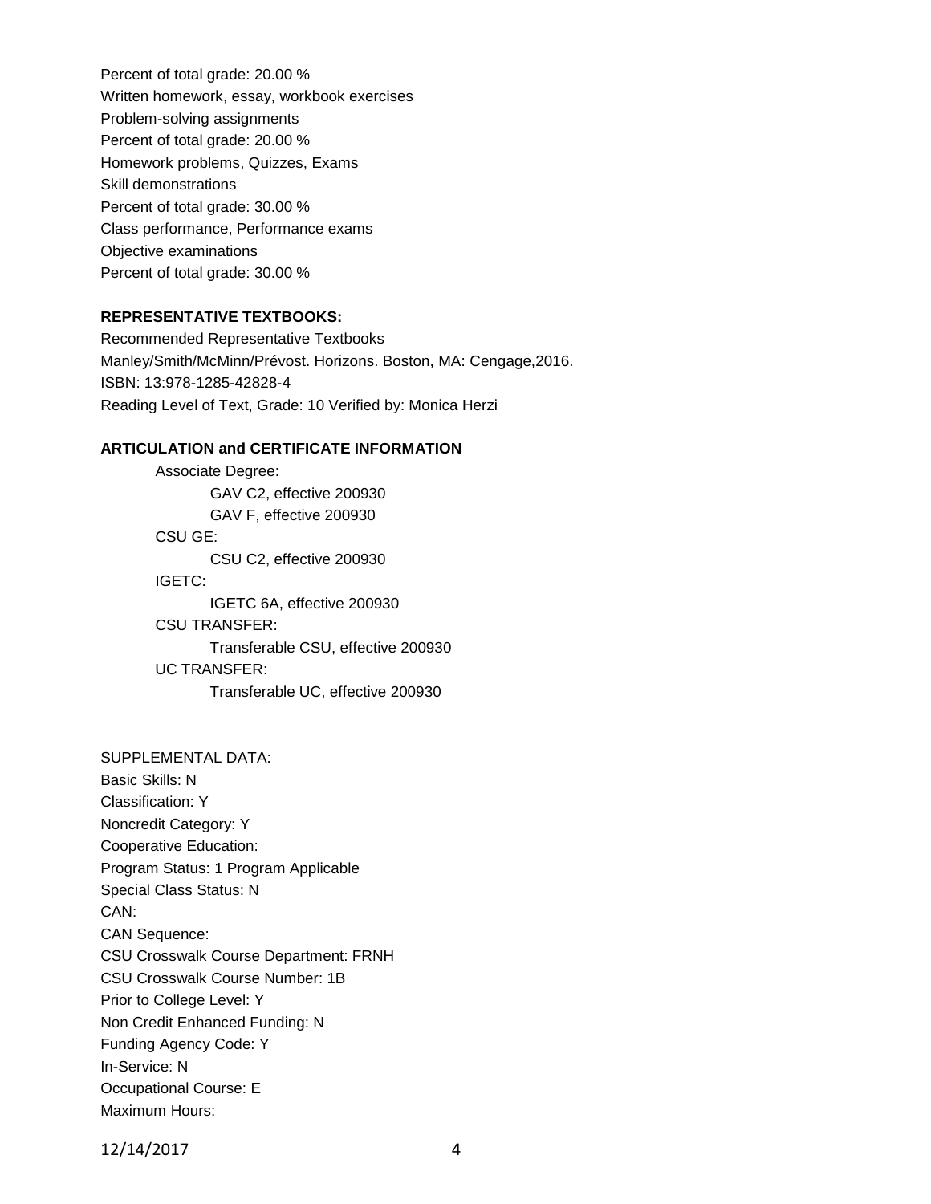Percent of total grade: 20.00 %

Written homework, essay, workbook exercises

Problem-solving assignments

Percent of total grade: 20.00 %

Homework problems, Quizzes, Exams

Skill demonstrations

Percent of total grade: 30.00 %

Class performance, Performance exams

Objective examinations

Percent of total grade: 30.00 %

**REPRESENTATIVE TEXTBOOKS:**

Recommended Representative Textbooks

Manley/Smith/McMinn/Prévost. Horizons. Boston, MA: Cengage,2016.

ISBN: 13:978-1285-42828-4

Reading Level of Text, Grade: 10 Verified by: Monica Herzi

**ARTICULATION and CERTIFICATE INFORMATION**

Associate Degree:
- GAV C2, effective 200930
- GAV F, effective 200930

CSU GE:
- CSU C2, effective 200930

IGETC:
- IGETC 6A, effective 200930

CSU TRANSFER:
- Transferable CSU, effective 200930

UC TRANSFER:
- Transferable UC, effective 200930

SUPPLEMENTAL DATA:

Basic Skills: N

Classification: Y

Noncredit Category: Y

Cooperative Education:

Program Status: 1 Program Applicable

Special Class Status: N

CAN:

CAN Sequence:

CSU Crosswalk Course Department: FRNH

CSU Crosswalk Course Number: 1B

Prior to College Level: Y

Non Credit Enhanced Funding: N

Funding Agency Code: Y

In-Service: N

Occupational Course: E

Maximum Hours: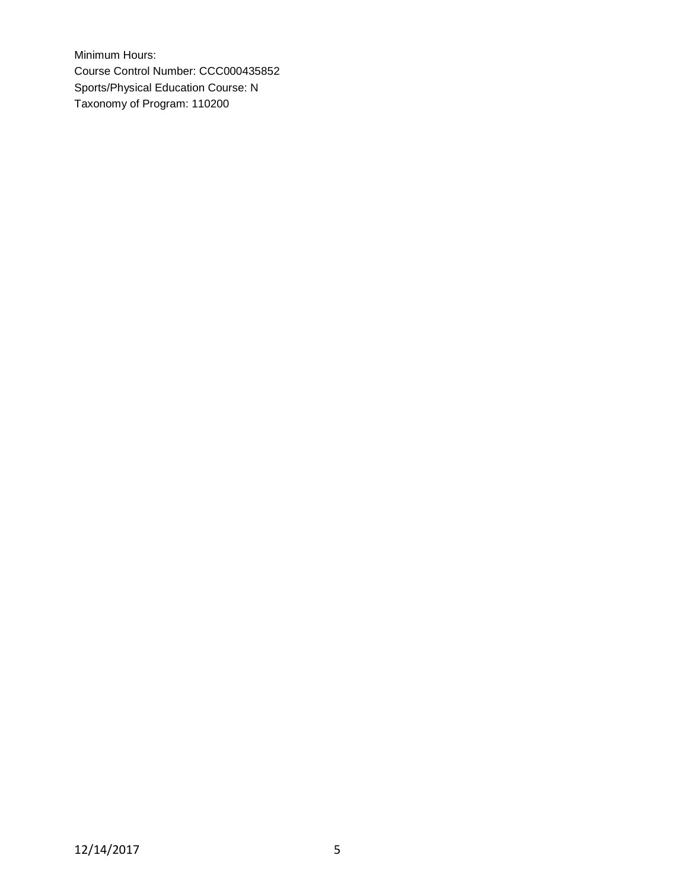Minimum Hours:
Course Control Number: CCC000435852
Sports/Physical Education Course: N
Taxonomy of Program: 110200